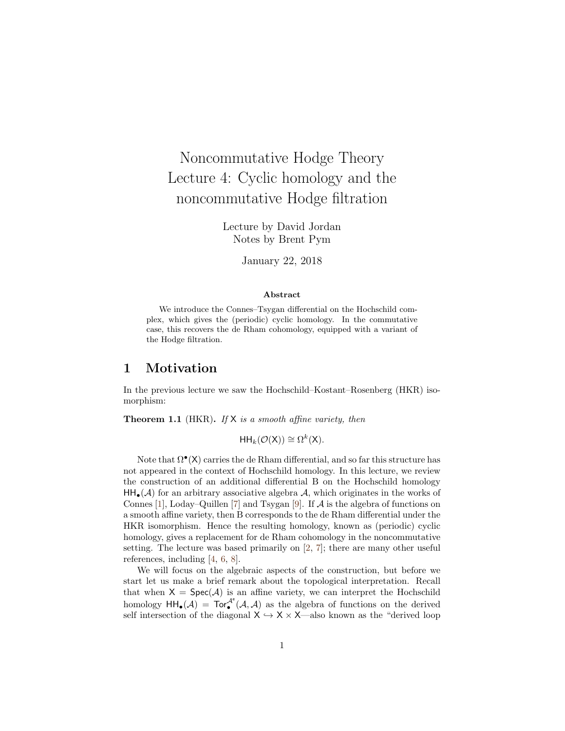# Noncommutative Hodge Theory
# Lecture 4: Cyclic homology and the noncommutative Hodge filtration

Lecture by David Jordan
Notes by Brent Pym

January 22, 2018

### Abstract

We introduce the Connes–Tsygan differential on the Hochschild complex, which gives the (periodic) cyclic homology. In the commutative case, this recovers the de Rham cohomology, equipped with a variant of the Hodge filtration.

## 1 Motivation

In the previous lecture we saw the Hochschild–Kostant–Rosenberg (HKR) isomorphism:

**Theorem 1.1** (HKR)**.** *If* $\mathsf{X}$ *is a smooth affine variety, then*

$$\mathsf{HH}_k(\mathcal{O}(\mathsf{X})) \cong \Omega^k(\mathsf{X}).$$

Note that $\Omega^\bullet(\mathsf{X})$ carries the de Rham differential, and so far this structure has not appeared in the context of Hochschild homology. In this lecture, we review the construction of an additional differential B on the Hochschild homology $\mathsf{HH}_\bullet(\mathcal{A})$ for an arbitrary associative algebra $\mathcal{A}$, which originates in the works of Connes [1], Loday–Quillen [7] and Tsygan [9]. If $\mathcal{A}$ is the algebra of functions on a smooth affine variety, then B corresponds to the de Rham differential under the HKR isomorphism. Hence the resulting homology, known as (periodic) cyclic homology, gives a replacement for de Rham cohomology in the noncommutative setting. The lecture was based primarily on [2, 7]; there are many other useful references, including [4, 6, 8].

We will focus on the algebraic aspects of the construction, but before we start let us make a brief remark about the topological interpretation. Recall that when $\mathsf{X} = \mathsf{Spec}(\mathcal{A})$ is an affine variety, we can interpret the Hochschild homology $\mathsf{HH}_\bullet(\mathcal{A}) = \mathsf{Tor}_\bullet^{\mathcal{A}^e}(\mathcal{A}, \mathcal{A})$ as the algebra of functions on the derived self intersection of the diagonal $\mathsf{X} \hookrightarrow \mathsf{X} \times \mathsf{X}$—also known as the "derived loop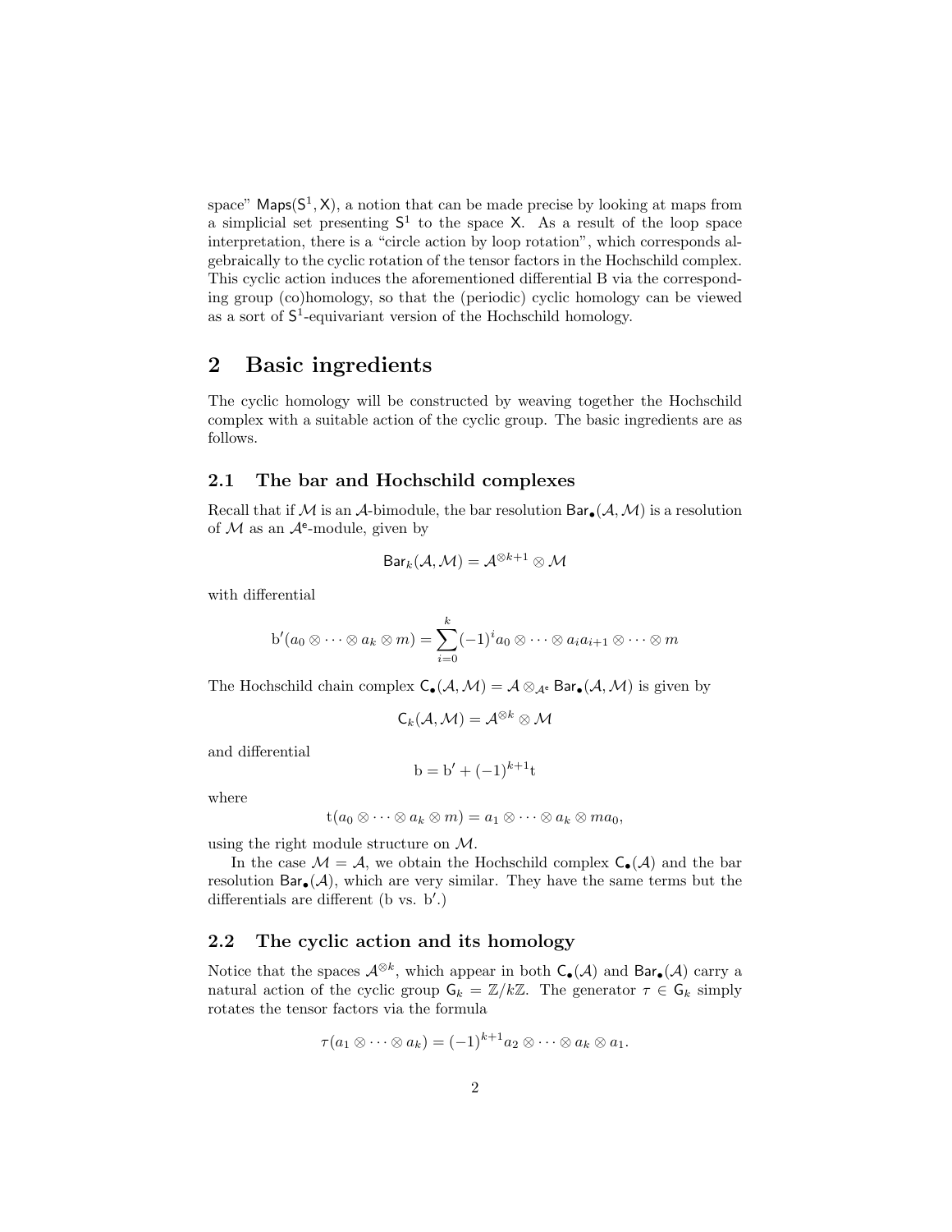space" $\mathsf{Maps}(\mathsf{S}^1, \mathsf{X})$, a notion that can be made precise by looking at maps from a simplicial set presenting $\mathsf{S}^1$ to the space $\mathsf{X}$. As a result of the loop space interpretation, there is a "circle action by loop rotation", which corresponds algebraically to the cyclic rotation of the tensor factors in the Hochschild complex. This cyclic action induces the aforementioned differential B via the corresponding group (co)homology, so that the (periodic) cyclic homology can be viewed as a sort of $\mathsf{S}^1$-equivariant version of the Hochschild homology.

# 2 Basic ingredients

The cyclic homology will be constructed by weaving together the Hochschild complex with a suitable action of the cyclic group. The basic ingredients are as follows.

## 2.1 The bar and Hochschild complexes

Recall that if $\mathcal{M}$ is an $\mathcal{A}$-bimodule, the bar resolution $\mathsf{Bar}_\bullet(\mathcal{A}, \mathcal{M})$ is a resolution of $\mathcal{M}$ as an $\mathcal{A}^\mathsf{e}$-module, given by

$$\mathsf{Bar}_k(\mathcal{A}, \mathcal{M}) = \mathcal{A}^{\otimes k+1} \otimes \mathcal{M}$$

with differential

$$\mathrm{b}'(a_0 \otimes \cdots \otimes a_k \otimes m) = \sum_{i=0}^{k} (-1)^i a_0 \otimes \cdots \otimes a_i a_{i+1} \otimes \cdots \otimes m$$

The Hochschild chain complex $\mathsf{C}_\bullet(\mathcal{A}, \mathcal{M}) = \mathcal{A} \otimes_{\mathcal{A}^\mathsf{e}} \mathsf{Bar}_\bullet(\mathcal{A}, \mathcal{M})$ is given by

$$\mathsf{C}_k(\mathcal{A}, \mathcal{M}) = \mathcal{A}^{\otimes k} \otimes \mathcal{M}$$

and differential

$$\mathrm{b} = \mathrm{b}' + (-1)^{k+1}\mathrm{t}$$

where

$$\mathrm{t}(a_0 \otimes \cdots \otimes a_k \otimes m) = a_1 \otimes \cdots \otimes a_k \otimes m a_0,$$

using the right module structure on $\mathcal{M}$.

In the case $\mathcal{M} = \mathcal{A}$, we obtain the Hochschild complex $\mathsf{C}_\bullet(\mathcal{A})$ and the bar resolution $\mathsf{Bar}_\bullet(\mathcal{A})$, which are very similar. They have the same terms but the differentials are different (b vs. b$'$.)

## 2.2 The cyclic action and its homology

Notice that the spaces $\mathcal{A}^{\otimes k}$, which appear in both $\mathsf{C}_\bullet(\mathcal{A})$ and $\mathsf{Bar}_\bullet(\mathcal{A})$ carry a natural action of the cyclic group $\mathsf{G}_k = \mathbb{Z}/k\mathbb{Z}$. The generator $\tau \in \mathsf{G}_k$ simply rotates the tensor factors via the formula

$$\tau(a_1 \otimes \cdots \otimes a_k) = (-1)^{k+1} a_2 \otimes \cdots \otimes a_k \otimes a_1.$$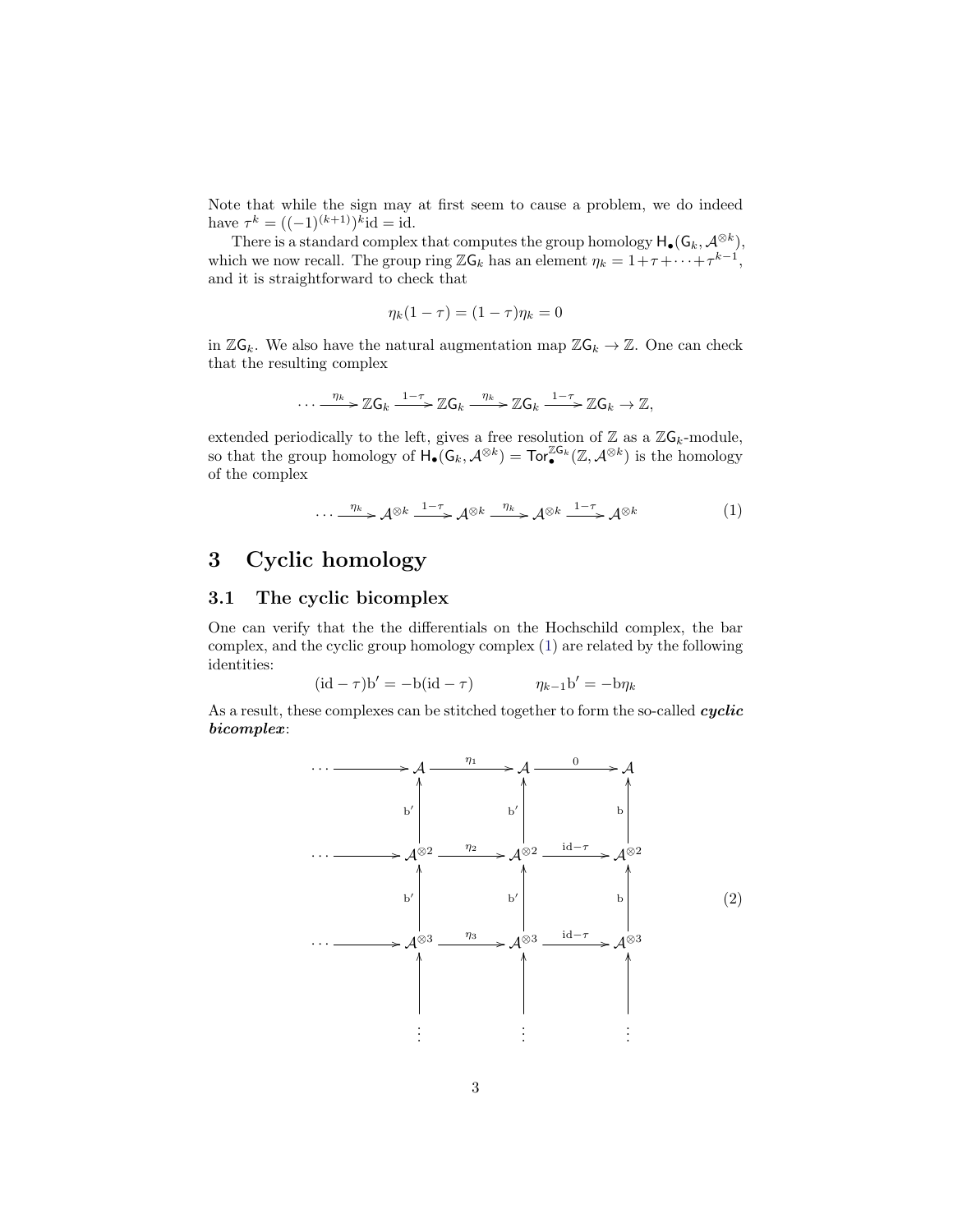Note that while the sign may at first seem to cause a problem, we do indeed have $\tau^k = ((-1)^{(k+1)})^k \mathrm{id} = \mathrm{id}$.

There is a standard complex that computes the group homology $\mathsf{H}_\bullet(\mathsf{G}_k, \mathcal{A}^{\otimes k})$, which we now recall. The group ring $\mathbb{Z}\mathsf{G}_k$ has an element $\eta_k = 1 + \tau + \cdots + \tau^{k-1}$, and it is straightforward to check that

$$\eta_k(1-\tau) = (1-\tau)\eta_k = 0$$

in $\mathbb{Z}\mathsf{G}_k$. We also have the natural augmentation map $\mathbb{Z}\mathsf{G}_k \to \mathbb{Z}$. One can check that the resulting complex

$$\cdots \xrightarrow{\eta_k} \mathbb{Z}\mathsf{G}_k \xrightarrow{1-\tau} \mathbb{Z}\mathsf{G}_k \xrightarrow{\eta_k} \mathbb{Z}\mathsf{G}_k \xrightarrow{1-\tau} \mathbb{Z}\mathsf{G}_k \to \mathbb{Z},$$

extended periodically to the left, gives a free resolution of $\mathbb{Z}$ as a $\mathbb{Z}\mathsf{G}_k$-module, so that the group homology of $\mathsf{H}_\bullet(\mathsf{G}_k, \mathcal{A}^{\otimes k}) = \mathsf{Tor}_\bullet^{\mathbb{Z}\mathsf{G}_k}(\mathbb{Z}, \mathcal{A}^{\otimes k})$ is the homology of the complex

$$\cdots \xrightarrow{\eta_k} \mathcal{A}^{\otimes k} \xrightarrow{1-\tau} \mathcal{A}^{\otimes k} \xrightarrow{\eta_k} \mathcal{A}^{\otimes k} \xrightarrow{1-\tau} \mathcal{A}^{\otimes k} \tag{1}$$

# 3 Cyclic homology

## 3.1 The cyclic bicomplex

One can verify that the the differentials on the Hochschild complex, the bar complex, and the cyclic group homology complex (1) are related by the following identities:

$$(\mathrm{id} - \tau)\mathrm{b}' = -\mathrm{b}(\mathrm{id} - \tau) \qquad\qquad \eta_{k-1}\mathrm{b}' = -\mathrm{b}\eta_k$$

As a result, these complexes can be stitched together to form the so-called ***cyclic bicomplex***:

$$\begin{array}{ccccccc}
\cdots \longrightarrow & \mathcal{A} & \xrightarrow{\eta_1} & \mathcal{A} & \xrightarrow{0} & \mathcal{A} \\
& \uparrow{\scriptstyle \mathrm{b}'} & & \uparrow{\scriptstyle \mathrm{b}'} & & \uparrow{\scriptstyle \mathrm{b}} \\
\cdots \longrightarrow & \mathcal{A}^{\otimes 2} & \xrightarrow{\eta_2} & \mathcal{A}^{\otimes 2} & \xrightarrow{\mathrm{id}-\tau} & \mathcal{A}^{\otimes 2} \\
& \uparrow{\scriptstyle \mathrm{b}'} & & \uparrow{\scriptstyle \mathrm{b}'} & & \uparrow{\scriptstyle \mathrm{b}} \\
\cdots \longrightarrow & \mathcal{A}^{\otimes 3} & \xrightarrow{\eta_3} & \mathcal{A}^{\otimes 3} & \xrightarrow{\mathrm{id}-\tau} & \mathcal{A}^{\otimes 3} \\
& \uparrow & & \uparrow & & \uparrow \\
& \vdots & & \vdots & & \vdots
\end{array} \tag{2}$$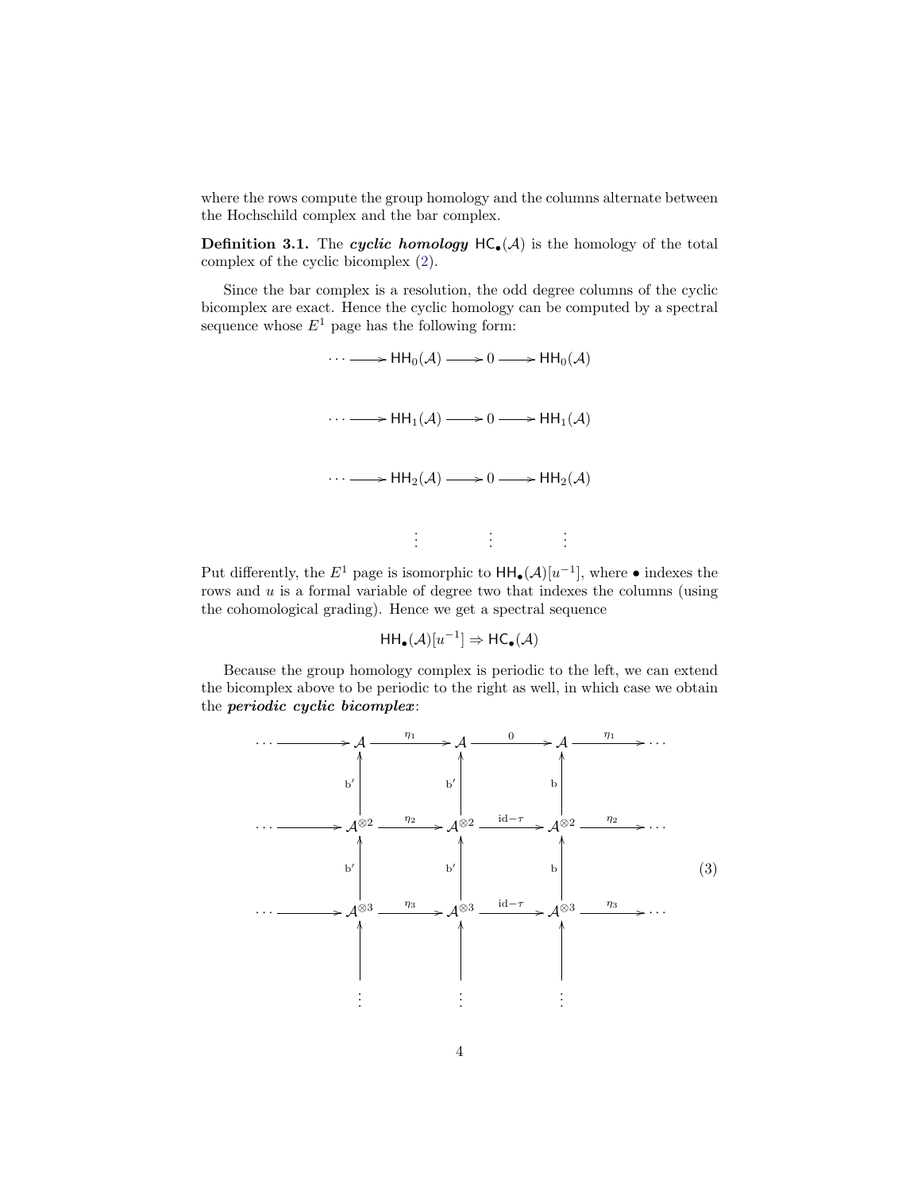where the rows compute the group homology and the columns alternate between the Hochschild complex and the bar complex.

**Definition 3.1.** The ***cyclic homology*** $\mathsf{HC}_\bullet(\mathcal{A})$ is the homology of the total complex of the cyclic bicomplex (2).

Since the bar complex is a resolution, the odd degree columns of the cyclic bicomplex are exact. Hence the cyclic homology can be computed by a spectral sequence whose $E^1$ page has the following form:

$$
\begin{array}{ccccc}
\cdots \longrightarrow & \mathsf{HH}_0(\mathcal{A}) & \longrightarrow 0 \longrightarrow & \mathsf{HH}_0(\mathcal{A}) \\[2em]
\cdots \longrightarrow & \mathsf{HH}_1(\mathcal{A}) & \longrightarrow 0 \longrightarrow & \mathsf{HH}_1(\mathcal{A}) \\[2em]
\cdots \longrightarrow & \mathsf{HH}_2(\mathcal{A}) & \longrightarrow 0 \longrightarrow & \mathsf{HH}_2(\mathcal{A}) \\[2em]
& \vdots & \vdots & \vdots
\end{array}
$$

Put differently, the $E^1$ page is isomorphic to $\mathsf{HH}_\bullet(\mathcal{A})[u^{-1}]$, where $\bullet$ indexes the rows and $u$ is a formal variable of degree two that indexes the columns (using the cohomological grading). Hence we get a spectral sequence

$$\mathsf{HH}_\bullet(\mathcal{A})[u^{-1}] \Rightarrow \mathsf{HC}_\bullet(\mathcal{A})$$

Because the group homology complex is periodic to the left, we can extend the bicomplex above to be periodic to the right as well, in which case we obtain the ***periodic cyclic bicomplex***:

$$
\begin{array}{ccccccc}
\cdots \longrightarrow & \mathcal{A} & \xrightarrow{\eta_1} & \mathcal{A} & \xrightarrow{0} & \mathcal{A} & \xrightarrow{\eta_1} \cdots \\
& \uparrow{\scriptstyle b'} & & \uparrow{\scriptstyle b'} & & \uparrow{\scriptstyle b} & \\
\cdots \longrightarrow & \mathcal{A}^{\otimes 2} & \xrightarrow{\eta_2} & \mathcal{A}^{\otimes 2} & \xrightarrow{\mathrm{id}-\tau} & \mathcal{A}^{\otimes 2} & \xrightarrow{\eta_2} \cdots \\
& \uparrow{\scriptstyle b'} & & \uparrow{\scriptstyle b'} & & \uparrow{\scriptstyle b} & \\
\cdots \longrightarrow & \mathcal{A}^{\otimes 3} & \xrightarrow{\eta_3} & \mathcal{A}^{\otimes 3} & \xrightarrow{\mathrm{id}-\tau} & \mathcal{A}^{\otimes 3} & \xrightarrow{\eta_3} \cdots \\
& \uparrow & & \uparrow & & \uparrow & \\
& \vdots & & \vdots & & \vdots &
\end{array}
\tag{3}
$$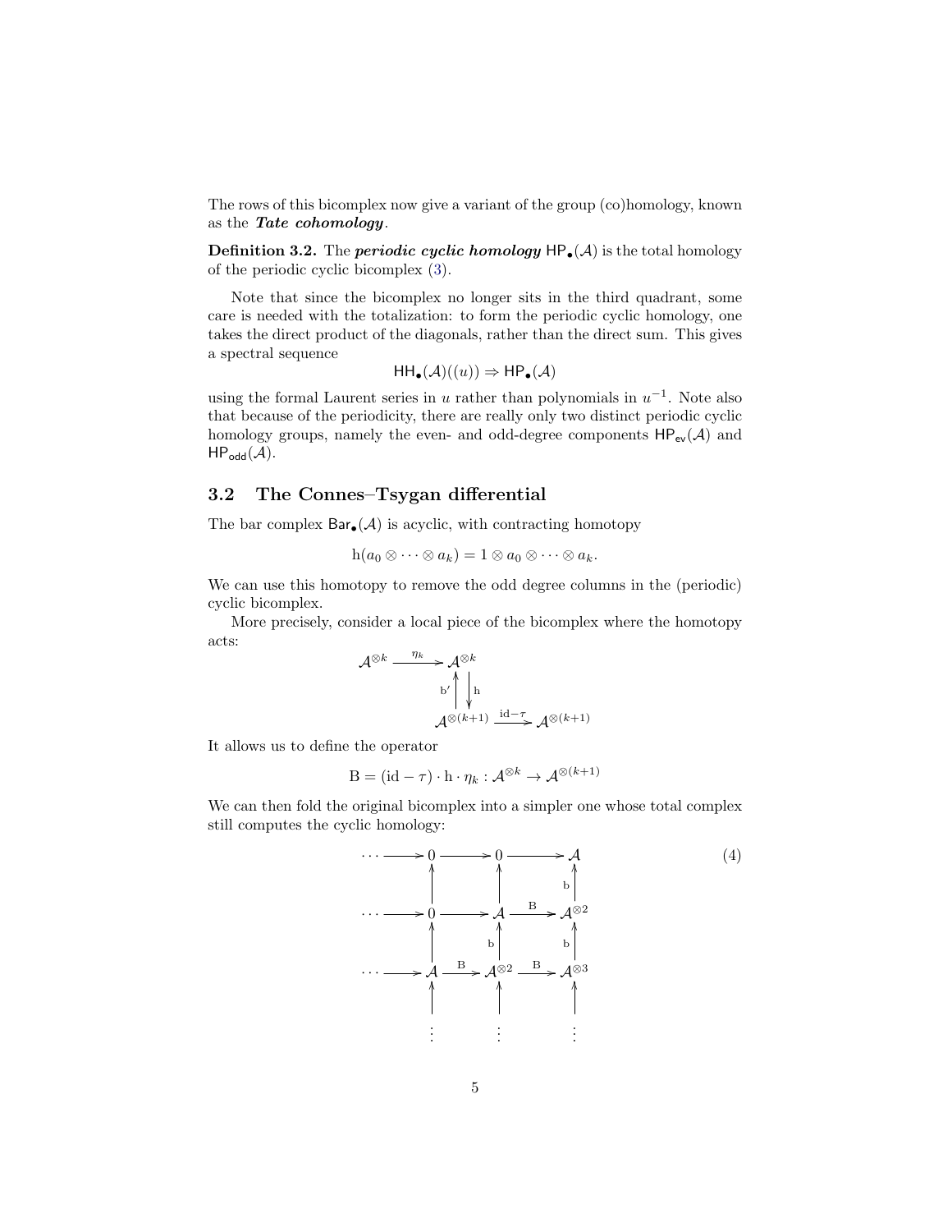The rows of this bicomplex now give a variant of the group (co)homology, known as the ***Tate cohomology***.

**Definition 3.2.** The ***periodic cyclic homology*** $\mathsf{HP}_\bullet(\mathcal{A})$ is the total homology of the periodic cyclic bicomplex (3).

Note that since the bicomplex no longer sits in the third quadrant, some care is needed with the totalization: to form the periodic cyclic homology, one takes the direct product of the diagonals, rather than the direct sum. This gives a spectral sequence

$$\mathsf{HH}_\bullet(\mathcal{A})((u)) \Rightarrow \mathsf{HP}_\bullet(\mathcal{A})$$

using the formal Laurent series in $u$ rather than polynomials in $u^{-1}$. Note also that because of the periodicity, there are really only two distinct periodic cyclic homology groups, namely the even- and odd-degree components $\mathsf{HP}_{\mathsf{ev}}(\mathcal{A})$ and $\mathsf{HP}_{\mathsf{odd}}(\mathcal{A})$.

## 3.2 The Connes–Tsygan differential

The bar complex $\mathsf{Bar}_\bullet(\mathcal{A})$ is acyclic, with contracting homotopy

$$\mathrm{h}(a_0 \otimes \cdots \otimes a_k) = 1 \otimes a_0 \otimes \cdots \otimes a_k.$$

We can use this homotopy to remove the odd degree columns in the (periodic) cyclic bicomplex.

More precisely, consider a local piece of the bicomplex where the homotopy acts:

$$\begin{array}{ccccc}
\mathcal{A}^{\otimes k} & \xrightarrow{\eta_k} & \mathcal{A}^{\otimes k} & & \\
 & & \mathrm{b}' \uparrow \;\; \downarrow \mathrm{h} & & \\
 & & \mathcal{A}^{\otimes (k+1)} & \xrightarrow{\mathrm{id}-\tau} & \mathcal{A}^{\otimes (k+1)}
\end{array}$$

It allows us to define the operator

$$\mathrm{B} = (\mathrm{id} - \tau) \cdot \mathrm{h} \cdot \eta_k : \mathcal{A}^{\otimes k} \to \mathcal{A}^{\otimes (k+1)}$$

We can then fold the original bicomplex into a simpler one whose total complex still computes the cyclic homology:

$$\begin{array}{ccccccc}
\cdots \to & 0 & \to & 0 & \to & \mathcal{A} \\
 & \uparrow & & \uparrow & & \uparrow \mathrm{b} \\
\cdots \to & 0 & \to & \mathcal{A} & \xrightarrow{\mathrm{B}} & \mathcal{A}^{\otimes 2} \\
 & \uparrow & & \uparrow \mathrm{b} & & \uparrow \mathrm{b} \\
\cdots \to & \mathcal{A} & \xrightarrow{\mathrm{B}} & \mathcal{A}^{\otimes 2} & \xrightarrow{\mathrm{B}} & \mathcal{A}^{\otimes 3} \\
 & \uparrow & & \uparrow & & \uparrow \\
 & \vdots & & \vdots & & \vdots
\end{array} \tag{4}$$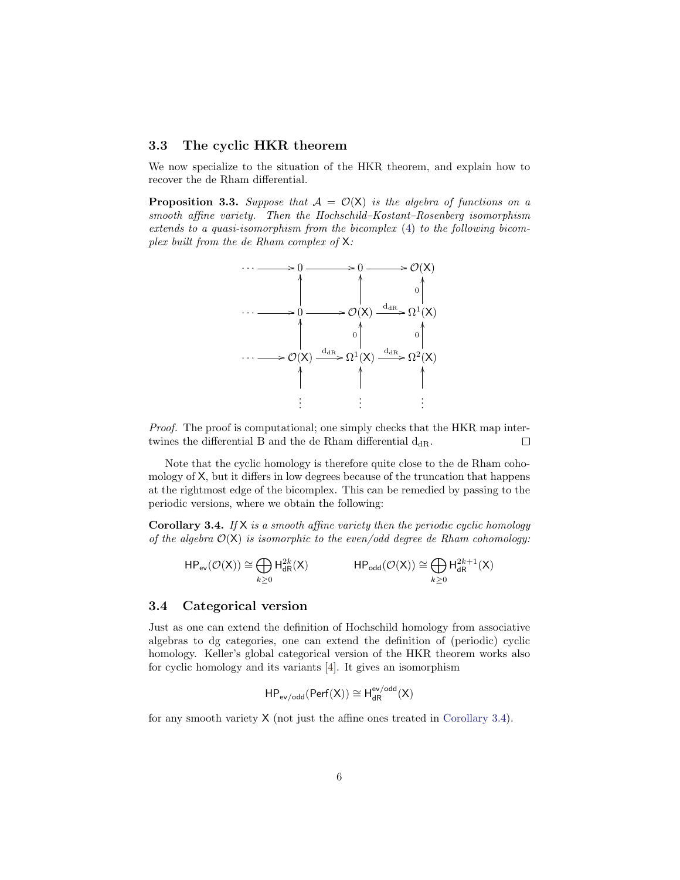### 3.3 The cyclic HKR theorem

We now specialize to the situation of the HKR theorem, and explain how to recover the de Rham differential.

**Proposition 3.3.** *Suppose that $\mathcal{A} = \mathcal{O}(\mathsf{X})$ is the algebra of functions on a smooth affine variety. Then the Hochschild–Kostant–Rosenberg isomorphism extends to a quasi-isomorphism from the bicomplex (4) to the following bicomplex built from the de Rham complex of $\mathsf{X}$:*

$$
\begin{array}{ccccccc}
\cdots & \longrightarrow & 0 & \longrightarrow & 0 & \longrightarrow & \mathcal{O}(\mathsf{X}) \\
 & & \uparrow & & \uparrow & & \uparrow {\scriptstyle 0} \\
\cdots & \longrightarrow & 0 & \longrightarrow & \mathcal{O}(\mathsf{X}) & \xrightarrow{\mathrm{d_{dR}}} & \Omega^1(\mathsf{X}) \\
 & & \uparrow & & \uparrow {\scriptstyle 0} & & \uparrow {\scriptstyle 0} \\
\cdots & \longrightarrow & \mathcal{O}(\mathsf{X}) & \xrightarrow{\mathrm{d_{dR}}} & \Omega^1(\mathsf{X}) & \xrightarrow{\mathrm{d_{dR}}} & \Omega^2(\mathsf{X}) \\
 & & \uparrow & & \uparrow & & \uparrow \\
 & & \vdots & & \vdots & & \vdots
\end{array}
$$

*Proof.* The proof is computational; one simply checks that the HKR map intertwines the differential B and the de Rham differential $\mathrm{d_{dR}}$. ◻

Note that the cyclic homology is therefore quite close to the de Rham cohomology of $\mathsf{X}$, but it differs in low degrees because of the truncation that happens at the rightmost edge of the bicomplex. This can be remedied by passing to the periodic versions, where we obtain the following:

**Corollary 3.4.** *If $\mathsf{X}$ is a smooth affine variety then the periodic cyclic homology of the algebra $\mathcal{O}(\mathsf{X})$ is isomorphic to the even/odd degree de Rham cohomology:*

$$
\mathsf{HP}_{\mathsf{ev}}(\mathcal{O}(\mathsf{X})) \cong \bigoplus_{k \geq 0} \mathsf{H}^{2k}_{\mathsf{dR}}(\mathsf{X}) \qquad \mathsf{HP}_{\mathsf{odd}}(\mathcal{O}(\mathsf{X})) \cong \bigoplus_{k \geq 0} \mathsf{H}^{2k+1}_{\mathsf{dR}}(\mathsf{X})
$$

### 3.4 Categorical version

Just as one can extend the definition of Hochschild homology from associative algebras to dg categories, one can extend the definition of (periodic) cyclic homology. Keller's global categorical version of the HKR theorem works also for cyclic homology and its variants [4]. It gives an isomorphism

$$
\mathsf{HP}_{\mathsf{ev/odd}}(\mathsf{Perf}(\mathsf{X})) \cong \mathsf{H}^{\mathsf{ev/odd}}_{\mathsf{dR}}(\mathsf{X})
$$

for any smooth variety $\mathsf{X}$ (not just the affine ones treated in Corollary 3.4).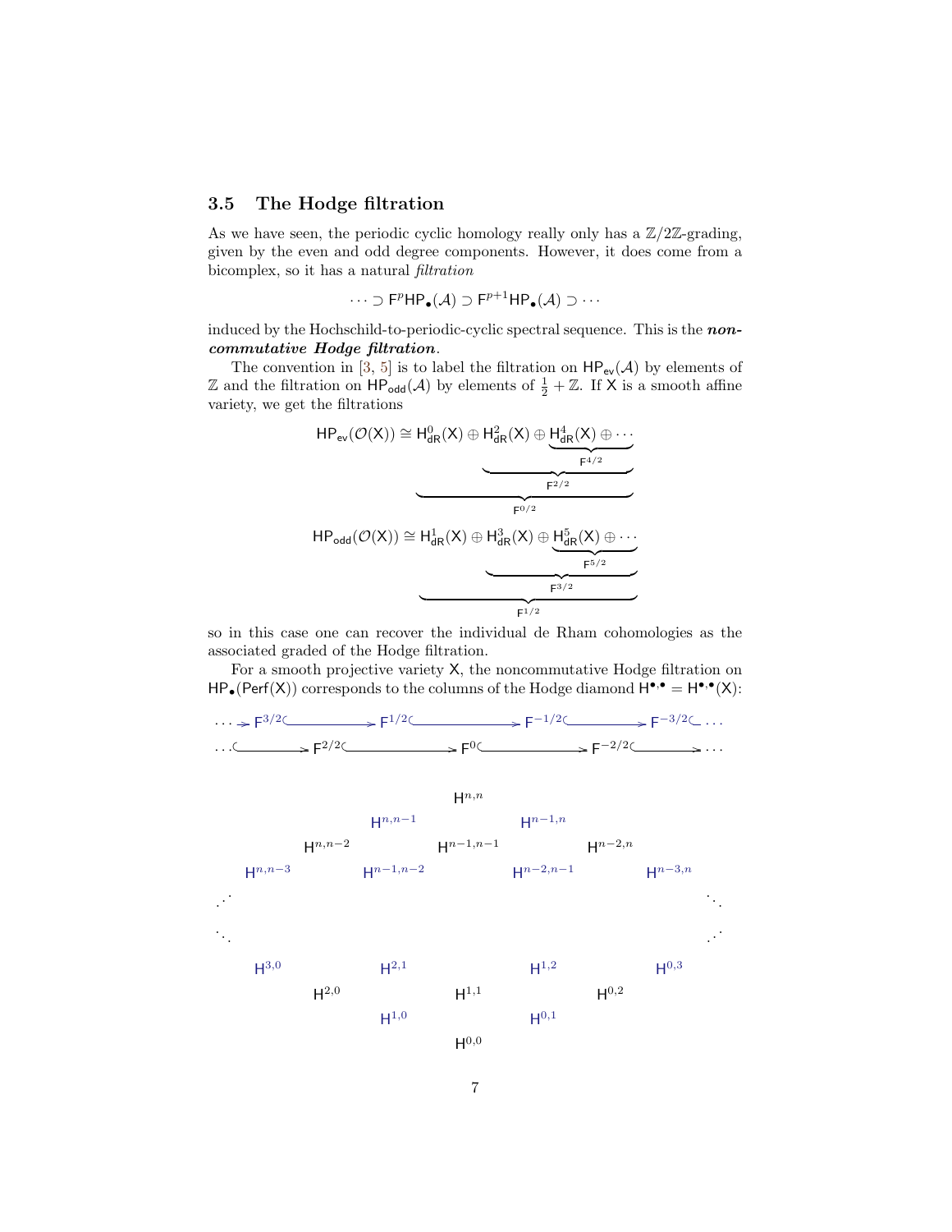### 3.5 The Hodge filtration

As we have seen, the periodic cyclic homology really only has a $\mathbb{Z}/2\mathbb{Z}$-grading, given by the even and odd degree components. However, it does come from a bicomplex, so it has a natural *filtration*

$$\cdots \supset \mathsf{F}^p\mathsf{HP}_\bullet(\mathcal{A}) \supset \mathsf{F}^{p+1}\mathsf{HP}_\bullet(\mathcal{A}) \supset \cdots$$

induced by the Hochschild-to-periodic-cyclic spectral sequence. This is the ***noncommutative Hodge filtration***.

The convention in [3, 5] is to label the filtration on $\mathsf{HP}_{\mathsf{ev}}(\mathcal{A})$ by elements of $\mathbb{Z}$ and the filtration on $\mathsf{HP}_{\mathsf{odd}}(\mathcal{A})$ by elements of $\frac{1}{2}+\mathbb{Z}$. If $\mathsf{X}$ is a smooth affine variety, we get the filtrations

$$\mathsf{HP}_{\mathsf{ev}}(\mathcal{O}(\mathsf{X})) \cong \underbrace{\mathsf{H}^0_{\mathsf{dR}}(\mathsf{X}) \oplus \underbrace{\mathsf{H}^2_{\mathsf{dR}}(\mathsf{X}) \oplus \underbrace{\mathsf{H}^4_{\mathsf{dR}}(\mathsf{X}) \oplus \cdots}_{\mathsf{F}^{4/2}}}_{\mathsf{F}^{2/2}}}_{\mathsf{F}^{0/2}}$$

$$\mathsf{HP}_{\mathsf{odd}}(\mathcal{O}(\mathsf{X})) \cong \underbrace{\mathsf{H}^1_{\mathsf{dR}}(\mathsf{X}) \oplus \underbrace{\mathsf{H}^3_{\mathsf{dR}}(\mathsf{X}) \oplus \underbrace{\mathsf{H}^5_{\mathsf{dR}}(\mathsf{X}) \oplus \cdots}_{\mathsf{F}^{5/2}}}_{\mathsf{F}^{3/2}}}_{\mathsf{F}^{1/2}}$$

so in this case one can recover the individual de Rham cohomologies as the associated graded of the Hodge filtration.

For a smooth projective variety $\mathsf{X}$, the noncommutative Hodge filtration on $\mathsf{HP}_\bullet(\mathsf{Perf}(\mathsf{X}))$ corresponds to the columns of the Hodge diamond $\mathsf{H}^{\bullet,\bullet} = \mathsf{H}^{\bullet,\bullet}(\mathsf{X})$:

$$\cdots \to \mathsf{F}^{3/2} \hookrightarrow \mathsf{F}^{1/2} \hookrightarrow \mathsf{F}^{-1/2} \hookrightarrow \mathsf{F}^{-3/2} \hookrightarrow \cdots$$

$$\cdots \hookrightarrow \mathsf{F}^{2/2} \hookrightarrow \mathsf{F}^{0} \hookrightarrow \mathsf{F}^{-2/2} \hookrightarrow \cdots$$

$$
\begin{array}{ccccccccc}
 & & & & \mathsf{H}^{n,n} & & & & \\
 & & & \mathsf{H}^{n,n-1} & & \mathsf{H}^{n-1,n} & & & \\
 & & \mathsf{H}^{n,n-2} & & \mathsf{H}^{n-1,n-1} & & \mathsf{H}^{n-2,n} & & \\
 & \mathsf{H}^{n,n-3} & & \mathsf{H}^{n-1,n-2} & & \mathsf{H}^{n-2,n-1} & & \mathsf{H}^{n-3,n} & \\
\iddots & & & & & & & & \ddots \\
\ddots & & & & & & & & \iddots \\
 & \mathsf{H}^{3,0} & & \mathsf{H}^{2,1} & & \mathsf{H}^{1,2} & & \mathsf{H}^{0,3} & \\
 & & \mathsf{H}^{2,0} & & \mathsf{H}^{1,1} & & \mathsf{H}^{0,2} & & \\
 & & & \mathsf{H}^{1,0} & & \mathsf{H}^{0,1} & & & \\
 & & & & \mathsf{H}^{0,0} & & & &
\end{array}
$$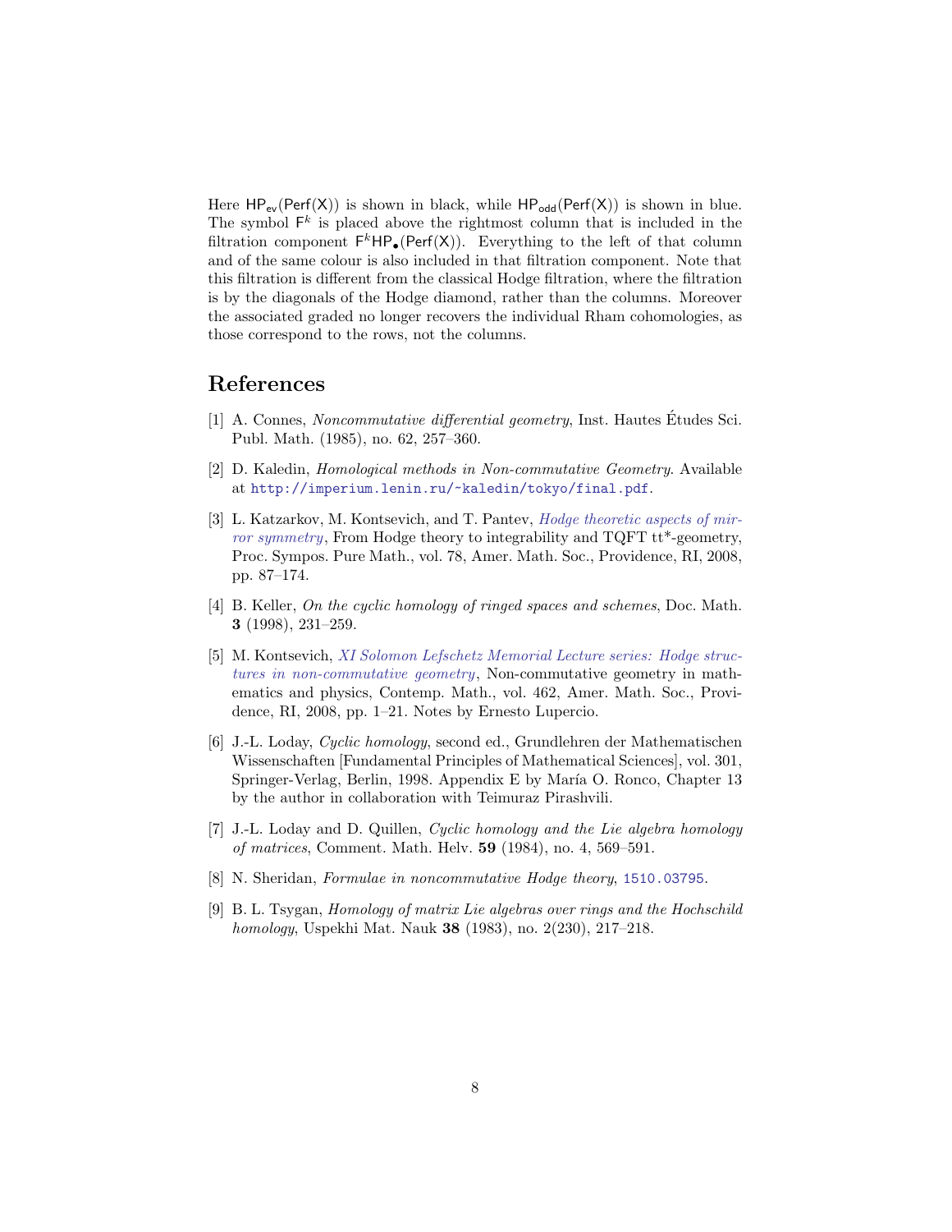Here $\mathsf{HP}_{\mathsf{ev}}(\mathsf{Perf}(\mathsf{X}))$ is shown in black, while $\mathsf{HP}_{\mathsf{odd}}(\mathsf{Perf}(\mathsf{X}))$ is shown in blue. The symbol $\mathsf{F}^k$ is placed above the rightmost column that is included in the filtration component $\mathsf{F}^k\mathsf{HP}_\bullet(\mathsf{Perf}(\mathsf{X}))$. Everything to the left of that column and of the same colour is also included in that filtration component. Note that this filtration is different from the classical Hodge filtration, where the filtration is by the diagonals of the Hodge diamond, rather than the columns. Moreover the associated graded no longer recovers the individual Rham cohomologies, as those correspond to the rows, not the columns.

## References

[1] A. Connes, *Noncommutative differential geometry*, Inst. Hautes Études Sci. Publ. Math. (1985), no. 62, 257–360.

[2] D. Kaledin, *Homological methods in Non-commutative Geometry*. Available at http://imperium.lenin.ru/~kaledin/tokyo/final.pdf.

[3] L. Katzarkov, M. Kontsevich, and T. Pantev, *Hodge theoretic aspects of mirror symmetry*, From Hodge theory to integrability and TQFT tt*-geometry, Proc. Sympos. Pure Math., vol. 78, Amer. Math. Soc., Providence, RI, 2008, pp. 87–174.

[4] B. Keller, *On the cyclic homology of ringed spaces and schemes*, Doc. Math. **3** (1998), 231–259.

[5] M. Kontsevich, *XI Solomon Lefschetz Memorial Lecture series: Hodge structures in non-commutative geometry*, Non-commutative geometry in mathematics and physics, Contemp. Math., vol. 462, Amer. Math. Soc., Providence, RI, 2008, pp. 1–21. Notes by Ernesto Lupercio.

[6] J.-L. Loday, *Cyclic homology*, second ed., Grundlehren der Mathematischen Wissenschaften [Fundamental Principles of Mathematical Sciences], vol. 301, Springer-Verlag, Berlin, 1998. Appendix E by María O. Ronco, Chapter 13 by the author in collaboration with Teimuraz Pirashvili.

[7] J.-L. Loday and D. Quillen, *Cyclic homology and the Lie algebra homology of matrices*, Comment. Math. Helv. **59** (1984), no. 4, 569–591.

[8] N. Sheridan, *Formulae in noncommutative Hodge theory*, 1510.03795.

[9] B. L. Tsygan, *Homology of matrix Lie algebras over rings and the Hochschild homology*, Uspekhi Mat. Nauk **38** (1983), no. 2(230), 217–218.